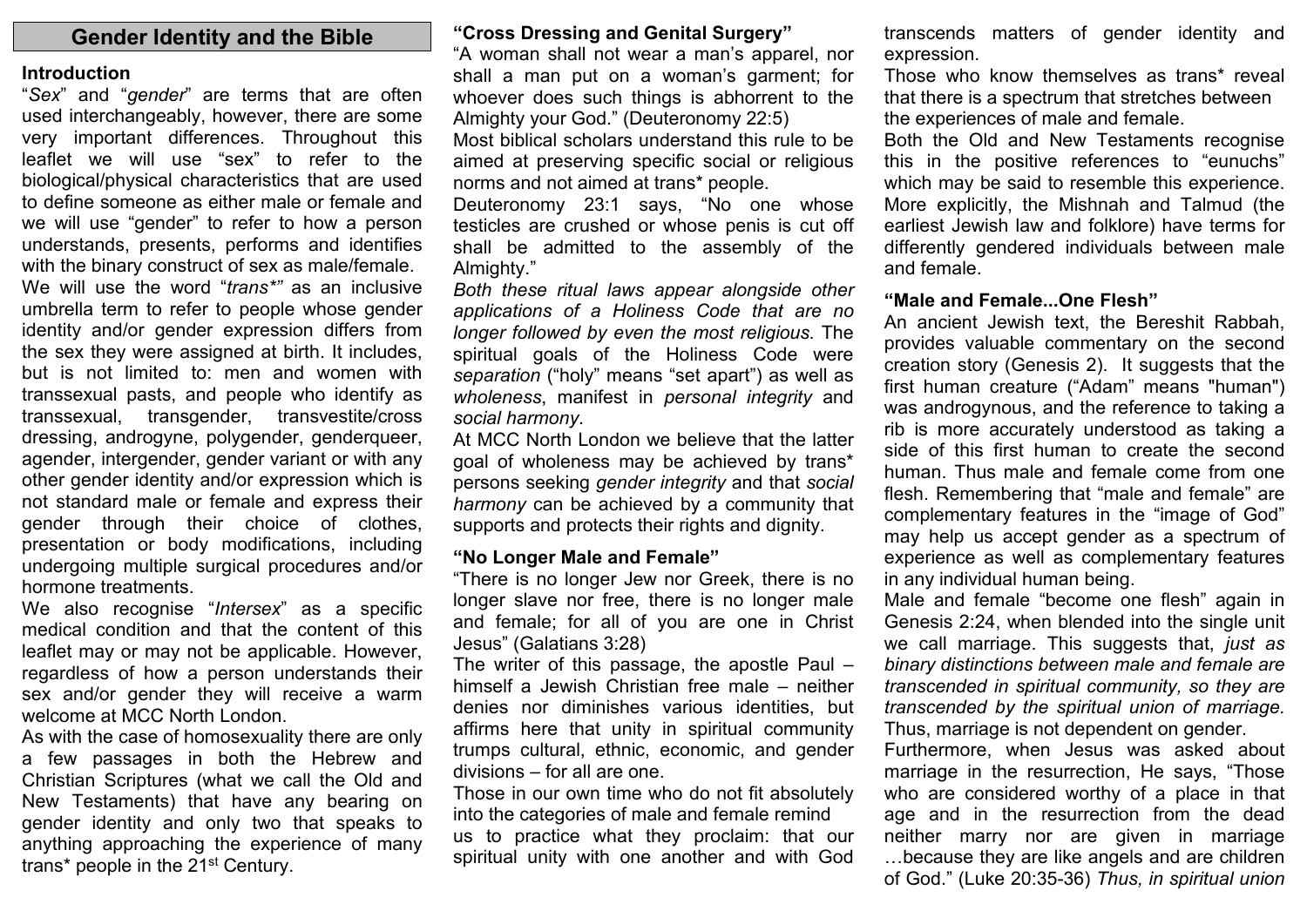# Gender Identity and the Bible

## Introduction

"*Sex*" and "*gender*" are terms that are often used interchangeably, however, there are some very important differences. Throughout this leaflet we will use "sex" to refer to the biological/physical characteristics that are used to define someone as either male or female and we will use "gender" to refer to how a person understands, presents, performs and identifies with the binary construct of sex as male/female.

We will use the word "*trans*"* as an inclusive umbrella term to refer to people whose gender identity and/or gender expression differs from the sex they were assigned at birth. It includes, but is not limited to: men and women with transsexual pasts, and people who identify as transsexual, transgender, transvestite/cross dressing, androgyne, polygender, genderqueer, agender, intergender, gender variant or with any other gender identity and/or expression which is not standard male or female and express their gender through their choice of clothes, presentation or body modifications, including undergoing multiple surgical procedures and/or hormone treatments.

We also recognise "*Intersex*" as a specific medical condition and that the content of this leaflet may or may not be applicable. However, regardless of how a person understands their sex and/or gender they will receive a warm welcome at MCC North London.

As with the case of homosexuality there are only a few passages in both the Hebrew and Christian Scriptures (what we call the Old and New Testaments) that have any bearing on gender identity and only two that speaks to anything approaching the experience of many trans* people in the 21st Century.

## "Cross Dressing and Genital Surgery"

"A woman shall not wear a man's apparel, nor shall a man put on a woman's garment; for whoever does such things is abhorrent to the Almighty your God." (Deuteronomy 22:5)

Most biblical scholars understand this rule to be aimed at preserving specific social or religious norms and not aimed at trans* people.

Deuteronomy 23:1 says, "No one whose testicles are crushed or whose penis is cut off shall be admitted to the assembly of the Almighty."

*Both these ritual laws appear alongside other applications of a Holiness Code that are no longer followed by even the most religious.* The spiritual goals of the Holiness Code were *separation* ("holy" means "set apart") as well as *wholeness*, manifest in *personal integrity* and *social harmony*.

At MCC North London we believe that the latter goal of wholeness may be achieved by trans* persons seeking *gender integrity* and that *social harmony* can be achieved by a community that supports and protects their rights and dignity.

## "No Longer Male and Female"

"There is no longer Jew nor Greek, there is no longer slave nor free, there is no longer male and female; for all of you are one in Christ Jesus" (Galatians 3:28)

The writer of this passage, the apostle Paul – himself a Jewish Christian free male – neither denies nor diminishes various identities, but affirms here that unity in spiritual community trumps cultural, ethnic, economic, and gender divisions – for all are one.

Those in our own time who do not fit absolutely into the categories of male and female remind us to practice what they proclaim: that our spiritual unity with one another and with God transcends matters of gender identity and expression.

Those who know themselves as trans* reveal that there is a spectrum that stretches between the experiences of male and female.

Both the Old and New Testaments recognise this in the positive references to "eunuchs" which may be said to resemble this experience. More explicitly, the Mishnah and Talmud (the earliest Jewish law and folklore) have terms for differently gendered individuals between male and female.

## "Male and Female...One Flesh"

An ancient Jewish text, the Bereshit Rabbah, provides valuable commentary on the second creation story (Genesis 2). It suggests that the first human creature ("Adam" means "human") was androgynous, and the reference to taking a rib is more accurately understood as taking a side of this first human to create the second human. Thus male and female come from one flesh. Remembering that "male and female" are complementary features in the "image of God" may help us accept gender as a spectrum of experience as well as complementary features in any individual human being.

Male and female "become one flesh" again in Genesis 2:24, when blended into the single unit we call marriage. This suggests that, *just as binary distinctions between male and female are transcended in spiritual community, so they are transcended by the spiritual union of marriage.* Thus, marriage is not dependent on gender.

Furthermore, when Jesus was asked about marriage in the resurrection, He says, "Those who are considered worthy of a place in that age and in the resurrection from the dead neither marry nor are given in marriage …because they are like angels and are children of God." (Luke 20:35-36) *Thus, in spiritual union*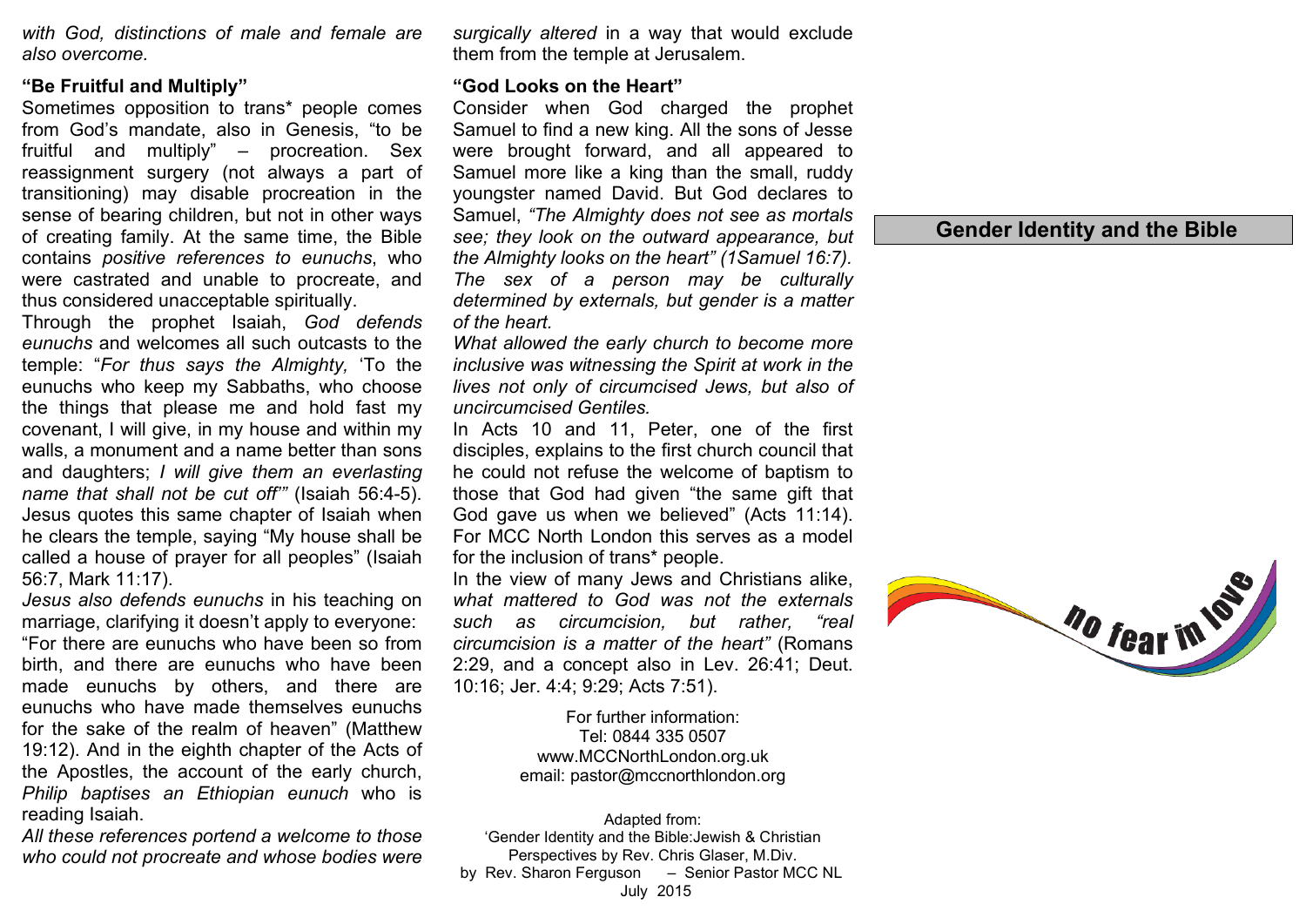*with God, distinctions of male and female are also overcome.*

**"Be Fruitful and Multiply"**

Sometimes opposition to trans* people comes from God's mandate, also in Genesis, "to be fruitful and multiply" – procreation. Sex reassignment surgery (not always a part of transitioning) may disable procreation in the sense of bearing children, but not in other ways of creating family. At the same time, the Bible contains *positive references to eunuchs*, who were castrated and unable to procreate, and thus considered unacceptable spiritually.

Through the prophet Isaiah, *God defends eunuchs* and welcomes all such outcasts to the temple: "*For thus says the Almighty,* 'To the eunuchs who keep my Sabbaths, who choose the things that please me and hold fast my covenant, I will give, in my house and within my walls, a monument and a name better than sons and daughters; *I will give them an everlasting name that shall not be cut off'"* (Isaiah 56:4-5). Jesus quotes this same chapter of Isaiah when he clears the temple, saying "My house shall be called a house of prayer for all peoples" (Isaiah 56:7, Mark 11:17).

*Jesus also defends eunuchs* in his teaching on marriage, clarifying it doesn't apply to everyone: "For there are eunuchs who have been so from birth, and there are eunuchs who have been made eunuchs by others, and there are eunuchs who have made themselves eunuchs for the sake of the realm of heaven" (Matthew 19:12). And in the eighth chapter of the Acts of the Apostles, the account of the early church, *Philip baptises an Ethiopian eunuch* who is reading Isaiah.

*All these references portend a welcome to those who could not procreate and whose bodies were surgically altered* in a way that would exclude them from the temple at Jerusalem.

**"God Looks on the Heart"**

Consider when God charged the prophet Samuel to find a new king. All the sons of Jesse were brought forward, and all appeared to Samuel more like a king than the small, ruddy youngster named David. But God declares to Samuel, *"The Almighty does not see as mortals see; they look on the outward appearance, but the Almighty looks on the heart" (1Samuel 16:7). The sex of a person may be culturally determined by externals, but gender is a matter of the heart.*

*What allowed the early church to become more inclusive was witnessing the Spirit at work in the lives not only of circumcised Jews, but also of uncircumcised Gentiles.*

In Acts 10 and 11, Peter, one of the first disciples, explains to the first church council that he could not refuse the welcome of baptism to those that God had given "the same gift that God gave us when we believed" (Acts 11:14). For MCC North London this serves as a model for the inclusion of trans* people.

In the view of many Jews and Christians alike, *what mattered to God was not the externals such as circumcision, but rather, "real circumcision is a matter of the heart"* (Romans 2:29, and a concept also in Lev. 26:41; Deut. 10:16; Jer. 4:4; 9:29; Acts 7:51).

For further information:
Tel: 0844 335 0507
www.MCCNorthLondon.org.uk
email: pastor@mccnorthlondon.org

Adapted from:
'Gender Identity and the Bible:Jewish & Christian Perspectives by Rev. Chris Glaser, M.Div.
by Rev. Sharon Ferguson – Senior Pastor MCC NL
July 2015

# Gender Identity and the Bible

no fear in love